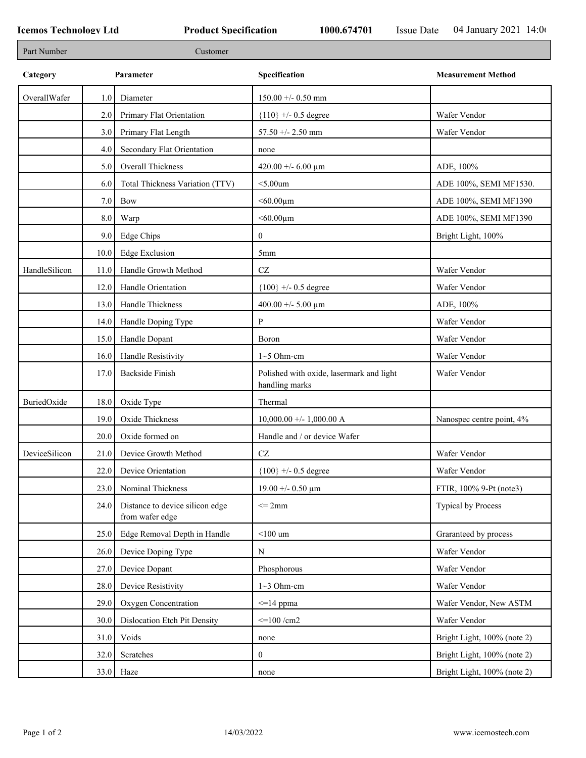Icemos Technology Ltd | Product Specification | 1000.674701 | Issue Date 04 January 2021 14:0

| Part Number | Customer |
|---|---|

| Category | | Parameter | Specification | Measurement Method |
|---|---|---|---|---|
| OverallWafer | 1.0 | Diameter | 150.00 +/- 0.50 mm | |
| | 2.0 | Primary Flat Orientation | {110} +/- 0.5 degree | Wafer Vendor |
| | 3.0 | Primary Flat Length | 57.50 +/- 2.50 mm | Wafer Vendor |
| | 4.0 | Secondary Flat Orientation | none | |
| | 5.0 | Overall Thickness | 420.00 +/- 6.00 µm | ADE, 100% |
| | 6.0 | Total Thickness Variation (TTV) | <5.00um | ADE 100%, SEMI MF1530. |
| | 7.0 | Bow | <60.00µm | ADE 100%, SEMI MF1390 |
| | 8.0 | Warp | <60.00µm | ADE 100%, SEMI MF1390 |
| | 9.0 | Edge Chips | 0 | Bright Light, 100% |
| | 10.0 | Edge Exclusion | 5mm | |
| HandleSilicon | 11.0 | Handle Growth Method | CZ | Wafer Vendor |
| | 12.0 | Handle Orientation | {100} +/- 0.5 degree | Wafer Vendor |
| | 13.0 | Handle Thickness | 400.00 +/- 5.00 µm | ADE, 100% |
| | 14.0 | Handle Doping Type | P | Wafer Vendor |
| | 15.0 | Handle Dopant | Boron | Wafer Vendor |
| | 16.0 | Handle Resistivity | 1~5 Ohm-cm | Wafer Vendor |
| | 17.0 | Backside Finish | Polished with oxide, lasermark and light handling marks | Wafer Vendor |
| BuriedOxide | 18.0 | Oxide Type | Thermal | |
| | 19.0 | Oxide Thickness | 10,000.00 +/- 1,000.00 A | Nanospec centre point, 4% |
| | 20.0 | Oxide formed on | Handle and / or device Wafer | |
| DeviceSilicon | 21.0 | Device Growth Method | CZ | Wafer Vendor |
| | 22.0 | Device Orientation | {100} +/- 0.5 degree | Wafer Vendor |
| | 23.0 | Nominal Thickness | 19.00 +/- 0.50 µm | FTIR, 100% 9-Pt (note3) |
| | 24.0 | Distance to device silicon edge from wafer edge | <= 2mm | Typical by Process |
| | 25.0 | Edge Removal Depth in Handle | <100 um | Graranteed by process |
| | 26.0 | Device Doping Type | N | Wafer Vendor |
| | 27.0 | Device Dopant | Phosphorous | Wafer Vendor |
| | 28.0 | Device Resistivity | 1~3 Ohm-cm | Wafer Vendor |
| | 29.0 | Oxygen Concentration | <=14 ppma | Wafer Vendor, New ASTM |
| | 30.0 | Dislocation Etch Pit Density | <=100 /cm2 | Wafer Vendor |
| | 31.0 | Voids | none | Bright Light, 100% (note 2) |
| | 32.0 | Scratches | 0 | Bright Light, 100% (note 2) |
| | 33.0 | Haze | none | Bright Light, 100% (note 2) |

14/03/2022 www.icemostech.com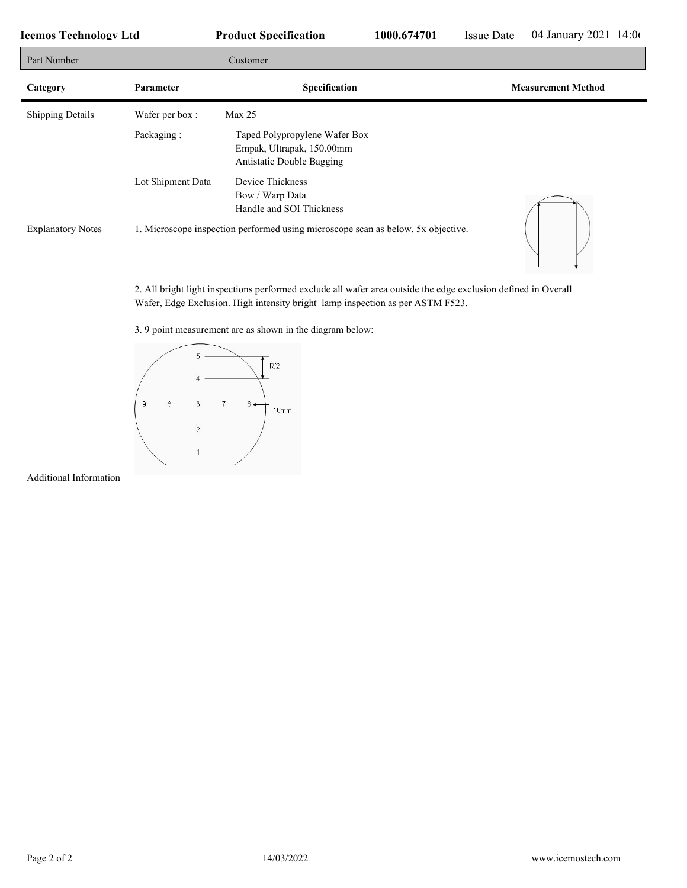| Part Number | | Customer | |
|---|---|---|---|
| **Category** | **Parameter** | **Specification** | **Measurement Method** |
| Shipping Details | Wafer per box : | Max 25 | |
| | Packaging : | Taped Polypropylene Wafer Box<br>Empak, Ultrapak, 150.00mm<br>Antistatic Double Bagging | |
| | Lot Shipment Data | Device Thickness<br>Bow / Warp Data<br>Handle and SOI Thickness | |
| Explanatory Notes | 1. Microscope inspection performed using microscope scan as below. 5x objective. | | |

2. All bright light inspections performed exclude all wafer area outside the edge exclusion defined in Overall Wafer, Edge Exclusion. High intensity bright lamp inspection as per ASTM F523.

3. 9 point measurement are as shown in the diagram below:

5
4
R/2
9 8 3 7 6
10mm
2
1

Additional Information